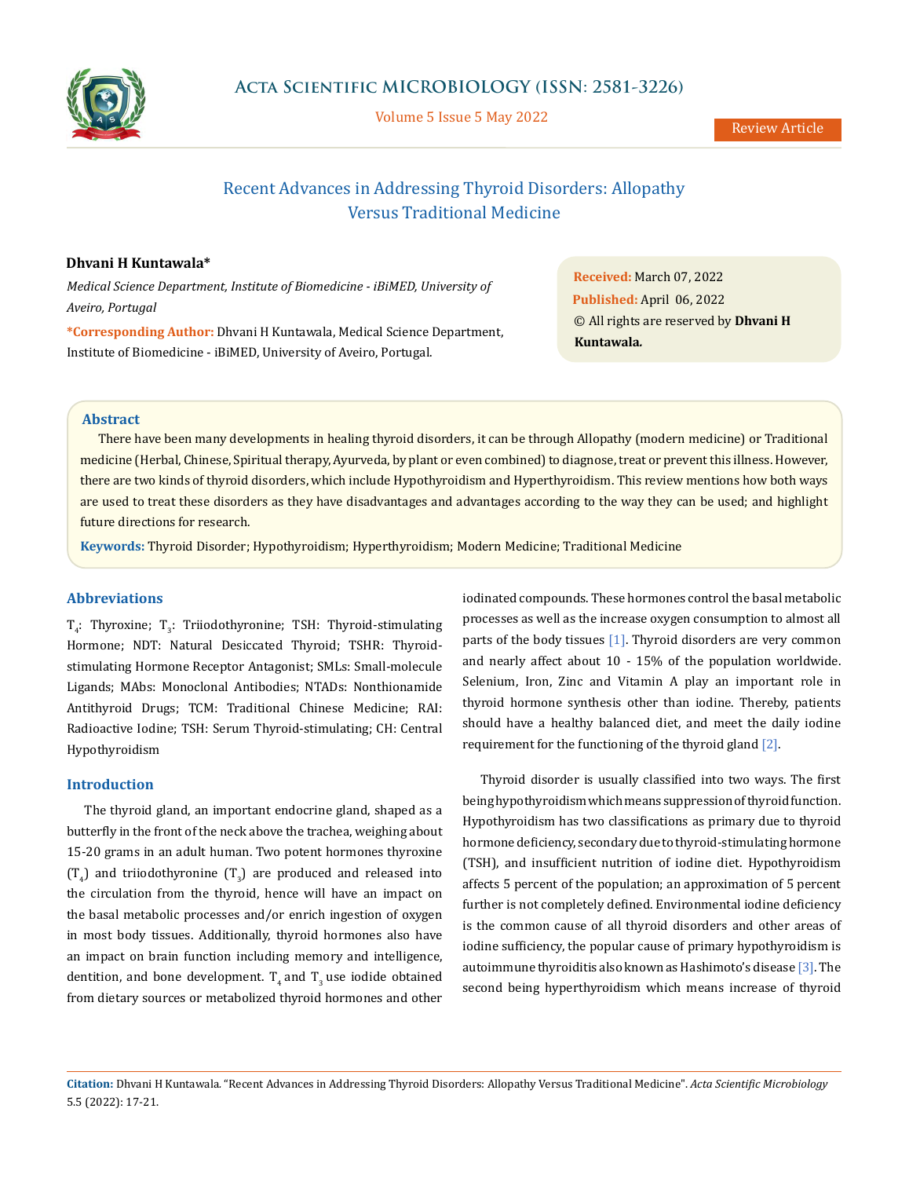# Recent Advances in Addressing Thyroid Disorders: Allopathy Versus Traditional Medicine

**Dhvani H Kuntawala***

*Medical Science Department, Institute of Biomedicine - iBiMED, University of Aveiro, Portugal*

***Corresponding Author:** Dhvani H Kuntawala, Medical Science Department, Institute of Biomedicine - iBiMED, University of Aveiro, Portugal.

**Received:** March 07, 2022
**Published:** April 06, 2022
© All rights are reserved by **Dhvani H Kuntawala.**

## Abstract

There have been many developments in healing thyroid disorders, it can be through Allopathy (modern medicine) or Traditional medicine (Herbal, Chinese, Spiritual therapy, Ayurveda, by plant or even combined) to diagnose, treat or prevent this illness. However, there are two kinds of thyroid disorders, which include Hypothyroidism and Hyperthyroidism. This review mentions how both ways are used to treat these disorders as they have disadvantages and advantages according to the way they can be used; and highlight future directions for research.

**Keywords:** Thyroid Disorder; Hypothyroidism; Hyperthyroidism; Modern Medicine; Traditional Medicine

## Abbreviations

$T_4$: Thyroxine; $T_3$: Triiodothyronine; TSH: Thyroid-stimulating Hormone; NDT: Natural Desiccated Thyroid; TSHR: Thyroid-stimulating Hormone Receptor Antagonist; SMLs: Small-molecule Ligands; MAbs: Monoclonal Antibodies; NTADs: Nonthionamide Antithyroid Drugs; TCM: Traditional Chinese Medicine; RAI: Radioactive Iodine; TSH: Serum Thyroid-stimulating; CH: Central Hypothyroidism

## Introduction

The thyroid gland, an important endocrine gland, shaped as a butterfly in the front of the neck above the trachea, weighing about 15-20 grams in an adult human. Two potent hormones thyroxine ($T_4$) and triiodothyronine ($T_3$) are produced and released into the circulation from the thyroid, hence will have an impact on the basal metabolic processes and/or enrich ingestion of oxygen in most body tissues. Additionally, thyroid hormones also have an impact on brain function including memory and intelligence, dentition, and bone development. $T_4$ and $T_3$ use iodide obtained from dietary sources or metabolized thyroid hormones and other iodinated compounds. These hormones control the basal metabolic processes as well as the increase oxygen consumption to almost all parts of the body tissues [1]. Thyroid disorders are very common and nearly affect about 10 - 15% of the population worldwide. Selenium, Iron, Zinc and Vitamin A play an important role in thyroid hormone synthesis other than iodine. Thereby, patients should have a healthy balanced diet, and meet the daily iodine requirement for the functioning of the thyroid gland [2].

Thyroid disorder is usually classified into two ways. The first being hypothyroidism which means suppression of thyroid function. Hypothyroidism has two classifications as primary due to thyroid hormone deficiency, secondary due to thyroid-stimulating hormone (TSH), and insufficient nutrition of iodine diet. Hypothyroidism affects 5 percent of the population; an approximation of 5 percent further is not completely defined. Environmental iodine deficiency is the common cause of all thyroid disorders and other areas of iodine sufficiency, the popular cause of primary hypothyroidism is autoimmune thyroiditis also known as Hashimoto's disease [3]. The second being hyperthyroidism which means increase of thyroid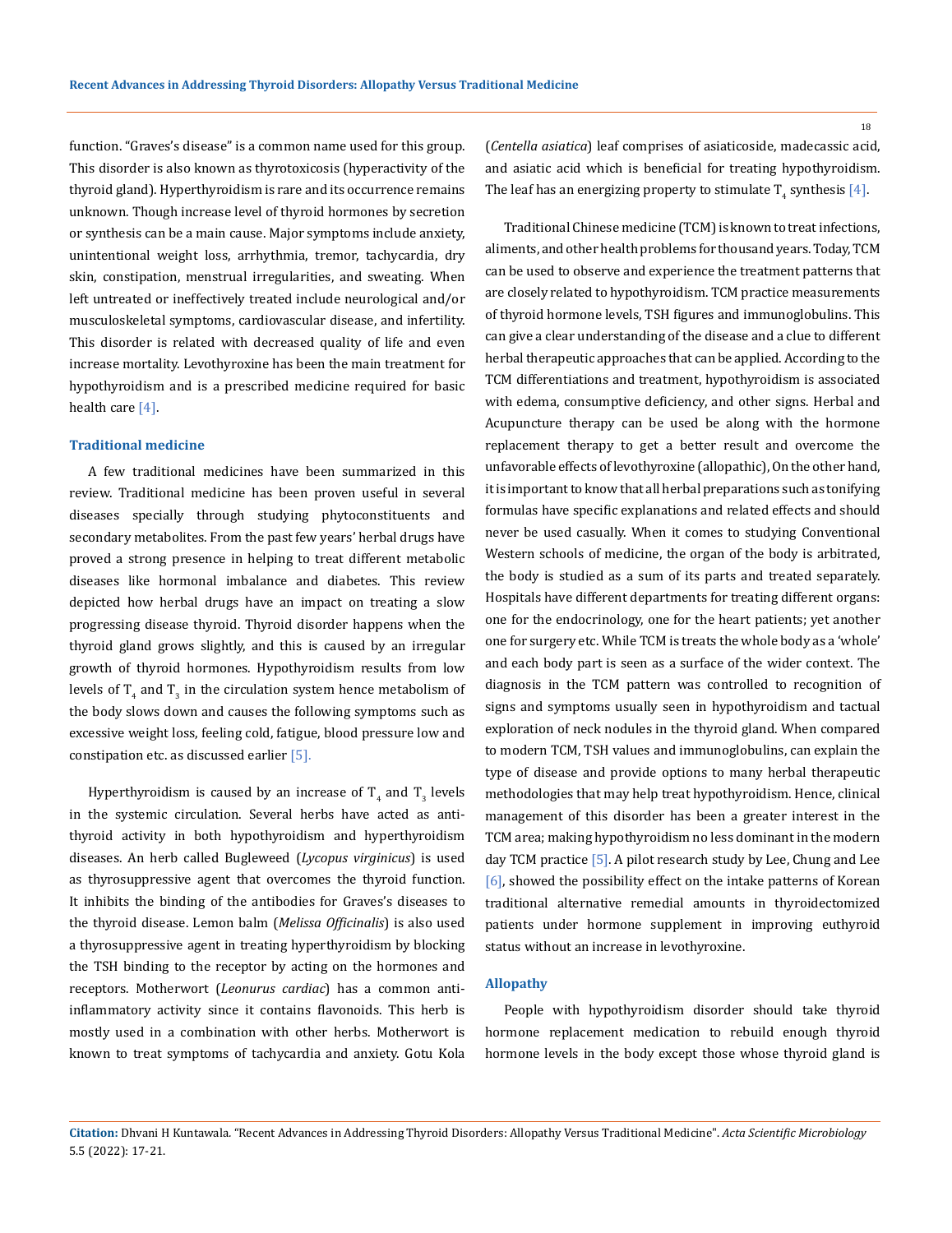function. "Graves's disease" is a common name used for this group. This disorder is also known as thyrotoxicosis (hyperactivity of the thyroid gland). Hyperthyroidism is rare and its occurrence remains unknown. Though increase level of thyroid hormones by secretion or synthesis can be a main cause. Major symptoms include anxiety, unintentional weight loss, arrhythmia, tremor, tachycardia, dry skin, constipation, menstrual irregularities, and sweating. When left untreated or ineffectively treated include neurological and/or musculoskeletal symptoms, cardiovascular disease, and infertility. This disorder is related with decreased quality of life and even increase mortality. Levothyroxine has been the main treatment for hypothyroidism and is a prescribed medicine required for basic health care [4].

### Traditional medicine

A few traditional medicines have been summarized in this review. Traditional medicine has been proven useful in several diseases specially through studying phytoconstituents and secondary metabolites. From the past few years' herbal drugs have proved a strong presence in helping to treat different metabolic diseases like hormonal imbalance and diabetes. This review depicted how herbal drugs have an impact on treating a slow progressing disease thyroid. Thyroid disorder happens when the thyroid gland grows slightly, and this is caused by an irregular growth of thyroid hormones. Hypothyroidism results from low levels of $T_4$ and $T_3$ in the circulation system hence metabolism of the body slows down and causes the following symptoms such as excessive weight loss, feeling cold, fatigue, blood pressure low and constipation etc. as discussed earlier [5].

Hyperthyroidism is caused by an increase of $T_4$ and $T_3$ levels in the systemic circulation. Several herbs have acted as anti-thyroid activity in both hypothyroidism and hyperthyroidism diseases. An herb called Bugleweed (*Lycopus virginicus*) is used as thyrosuppressive agent that overcomes the thyroid function. It inhibits the binding of the antibodies for Graves's diseases to the thyroid disease. Lemon balm (*Melissa Officinalis*) is also used a thyrosuppressive agent in treating hyperthyroidism by blocking the TSH binding to the receptor by acting on the hormones and receptors. Motherwort (*Leonurus cardiac*) has a common anti-inflammatory activity since it contains flavonoids. This herb is mostly used in a combination with other herbs. Motherwort is known to treat symptoms of tachycardia and anxiety. Gotu Kola (*Centella asiatica*) leaf comprises of asiaticoside, madecassic acid, and asiatic acid which is beneficial for treating hypothyroidism. The leaf has an energizing property to stimulate $T_4$ synthesis [4].

Traditional Chinese medicine (TCM) is known to treat infections, aliments, and other health problems for thousand years. Today, TCM can be used to observe and experience the treatment patterns that are closely related to hypothyroidism. TCM practice measurements of thyroid hormone levels, TSH figures and immunoglobulins. This can give a clear understanding of the disease and a clue to different herbal therapeutic approaches that can be applied. According to the TCM differentiations and treatment, hypothyroidism is associated with edema, consumptive deficiency, and other signs. Herbal and Acupuncture therapy can be used be along with the hormone replacement therapy to get a better result and overcome the unfavorable effects of levothyroxine (allopathic), On the other hand, it is important to know that all herbal preparations such as tonifying formulas have specific explanations and related effects and should never be used casually. When it comes to studying Conventional Western schools of medicine, the organ of the body is arbitrated, the body is studied as a sum of its parts and treated separately. Hospitals have different departments for treating different organs: one for the endocrinology, one for the heart patients; yet another one for surgery etc. While TCM is treats the whole body as a 'whole' and each body part is seen as a surface of the wider context. The diagnosis in the TCM pattern was controlled to recognition of signs and symptoms usually seen in hypothyroidism and tactual exploration of neck nodules in the thyroid gland. When compared to modern TCM, TSH values and immunoglobulins, can explain the type of disease and provide options to many herbal therapeutic methodologies that may help treat hypothyroidism. Hence, clinical management of this disorder has been a greater interest in the TCM area; making hypothyroidism no less dominant in the modern day TCM practice [5]. A pilot research study by Lee, Chung and Lee [6], showed the possibility effect on the intake patterns of Korean traditional alternative remedial amounts in thyroidectomized patients under hormone supplement in improving euthyroid status without an increase in levothyroxine.

### Allopathy

People with hypothyroidism disorder should take thyroid hormone replacement medication to rebuild enough thyroid hormone levels in the body except those whose thyroid gland is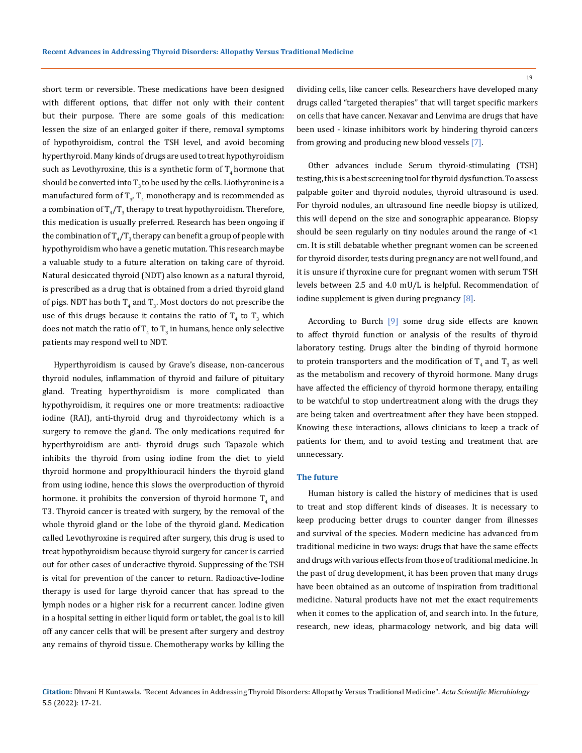short term or reversible. These medications have been designed with different options, that differ not only with their content but their purpose. There are some goals of this medication: lessen the size of an enlarged goiter if there, removal symptoms of hypothyroidism, control the TSH level, and avoid becoming hyperthyroid. Many kinds of drugs are used to treat hypothyroidism such as Levothyroxine, this is a synthetic form of $T_4$ hormone that should be converted into $T_3$ to be used by the cells. Liothyronine is a manufactured form of $T_3$, $T_4$ monotherapy and is recommended as a combination of $T_4/T_3$ therapy to treat hypothyroidism. Therefore, this medication is usually preferred. Research has been ongoing if the combination of $T_4/T_3$ therapy can benefit a group of people with hypothyroidism who have a genetic mutation. This research maybe a valuable study to a future alteration on taking care of thyroid. Natural desiccated thyroid (NDT) also known as a natural thyroid, is prescribed as a drug that is obtained from a dried thyroid gland of pigs. NDT has both $T_4$ and $T_3$. Most doctors do not prescribe the use of this drugs because it contains the ratio of $T_4$ to $T_3$ which does not match the ratio of $T_4$ to $T_3$ in humans, hence only selective patients may respond well to NDT.

Hyperthyroidism is caused by Grave's disease, non-cancerous thyroid nodules, inflammation of thyroid and failure of pituitary gland. Treating hyperthyroidism is more complicated than hypothyroidism, it requires one or more treatments: radioactive iodine (RAI), anti-thyroid drug and thyroidectomy which is a surgery to remove the gland. The only medications required for hyperthyroidism are anti- thyroid drugs such Tapazole which inhibits the thyroid from using iodine from the diet to yield thyroid hormone and propylthiouracil hinders the thyroid gland from using iodine, hence this slows the overproduction of thyroid hormone. it prohibits the conversion of thyroid hormone $T_4$ and T3. Thyroid cancer is treated with surgery, by the removal of the whole thyroid gland or the lobe of the thyroid gland. Medication called Levothyroxine is required after surgery, this drug is used to treat hypothyroidism because thyroid surgery for cancer is carried out for other cases of underactive thyroid. Suppressing of the TSH is vital for prevention of the cancer to return. Radioactive-Iodine therapy is used for large thyroid cancer that has spread to the lymph nodes or a higher risk for a recurrent cancer. Iodine given in a hospital setting in either liquid form or tablet, the goal is to kill off any cancer cells that will be present after surgery and destroy any remains of thyroid tissue. Chemotherapy works by killing the dividing cells, like cancer cells. Researchers have developed many drugs called "targeted therapies" that will target specific markers on cells that have cancer. Nexavar and Lenvima are drugs that have been used - kinase inhibitors work by hindering thyroid cancers from growing and producing new blood vessels [7].

Other advances include Serum thyroid-stimulating (TSH) testing, this is a best screening tool for thyroid dysfunction. To assess palpable goiter and thyroid nodules, thyroid ultrasound is used. For thyroid nodules, an ultrasound fine needle biopsy is utilized, this will depend on the size and sonographic appearance. Biopsy should be seen regularly on tiny nodules around the range of <1 cm. It is still debatable whether pregnant women can be screened for thyroid disorder, tests during pregnancy are not well found, and it is unsure if thyroxine cure for pregnant women with serum TSH levels between 2.5 and 4.0 mU/L is helpful. Recommendation of iodine supplement is given during pregnancy [8].

According to Burch [9] some drug side effects are known to affect thyroid function or analysis of the results of thyroid laboratory testing. Drugs alter the binding of thyroid hormone to protein transporters and the modification of $T_4$ and $T_3$ as well as the metabolism and recovery of thyroid hormone. Many drugs have affected the efficiency of thyroid hormone therapy, entailing to be watchful to stop undertreatment along with the drugs they are being taken and overtreatment after they have been stopped. Knowing these interactions, allows clinicians to keep a track of patients for them, and to avoid testing and treatment that are unnecessary.

### The future

Human history is called the history of medicines that is used to treat and stop different kinds of diseases. It is necessary to keep producing better drugs to counter danger from illnesses and survival of the species. Modern medicine has advanced from traditional medicine in two ways: drugs that have the same effects and drugs with various effects from those of traditional medicine. In the past of drug development, it has been proven that many drugs have been obtained as an outcome of inspiration from traditional medicine. Natural products have not met the exact requirements when it comes to the application of, and search into. In the future, research, new ideas, pharmacology network, and big data will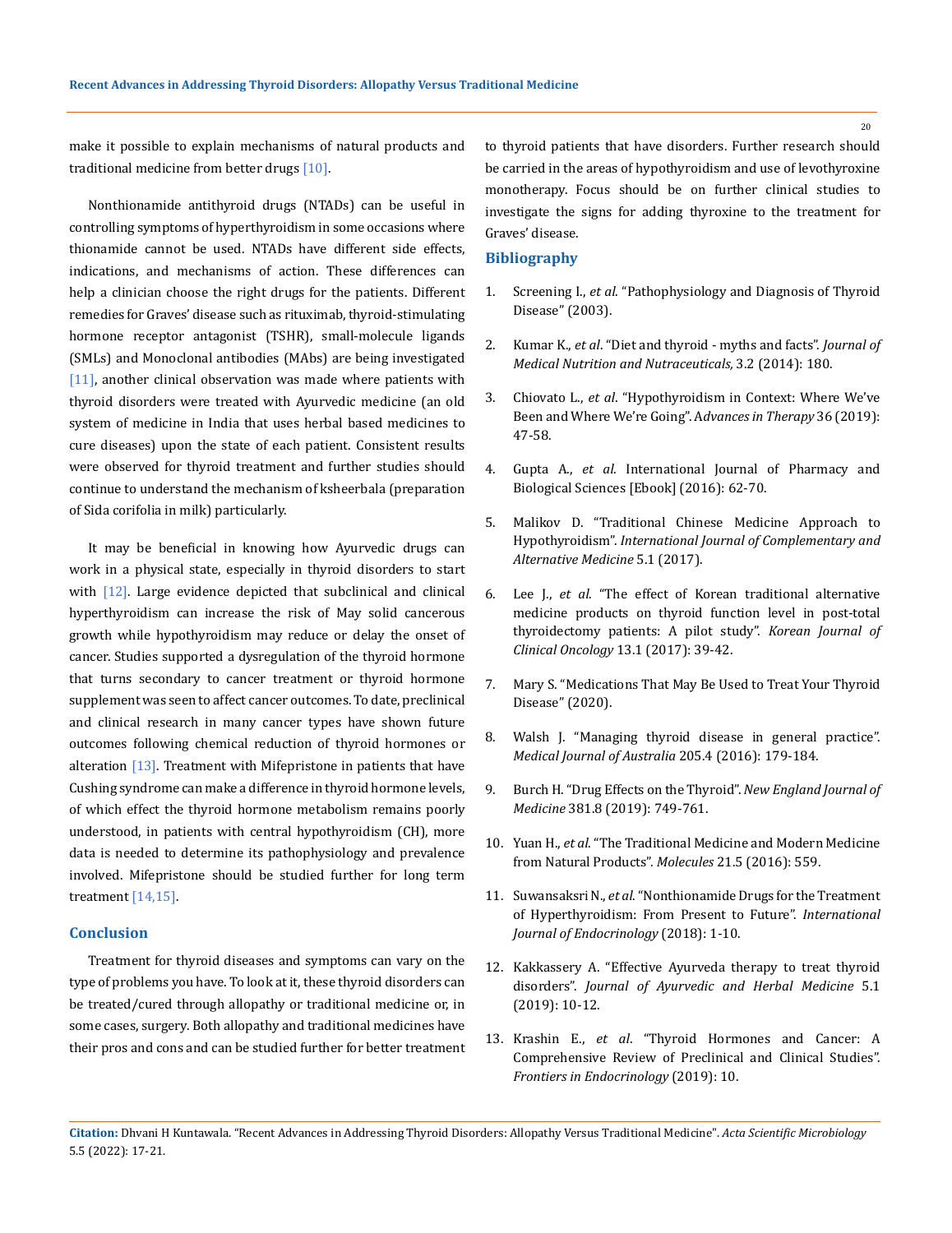make it possible to explain mechanisms of natural products and traditional medicine from better drugs [10].

Nonthionamide antithyroid drugs (NTADs) can be useful in controlling symptoms of hyperthyroidism in some occasions where thionamide cannot be used. NTADs have different side effects, indications, and mechanisms of action. These differences can help a clinician choose the right drugs for the patients. Different remedies for Graves' disease such as rituximab, thyroid-stimulating hormone receptor antagonist (TSHR), small-molecule ligands (SMLs) and Monoclonal antibodies (MAbs) are being investigated [11], another clinical observation was made where patients with thyroid disorders were treated with Ayurvedic medicine (an old system of medicine in India that uses herbal based medicines to cure diseases) upon the state of each patient. Consistent results were observed for thyroid treatment and further studies should continue to understand the mechanism of ksheerbala (preparation of Sida corifolia in milk) particularly.

It may be beneficial in knowing how Ayurvedic drugs can work in a physical state, especially in thyroid disorders to start with [12]. Large evidence depicted that subclinical and clinical hyperthyroidism can increase the risk of May solid cancerous growth while hypothyroidism may reduce or delay the onset of cancer. Studies supported a dysregulation of the thyroid hormone that turns secondary to cancer treatment or thyroid hormone supplement was seen to affect cancer outcomes. To date, preclinical and clinical research in many cancer types have shown future outcomes following chemical reduction of thyroid hormones or alteration [13]. Treatment with Mifepristone in patients that have Cushing syndrome can make a difference in thyroid hormone levels, of which effect the thyroid hormone metabolism remains poorly understood, in patients with central hypothyroidism (CH), more data is needed to determine its pathophysiology and prevalence involved. Mifepristone should be studied further for long term treatment [14,15].

## Conclusion

Treatment for thyroid diseases and symptoms can vary on the type of problems you have. To look at it, these thyroid disorders can be treated/cured through allopathy or traditional medicine or, in some cases, surgery. Both allopathy and traditional medicines have their pros and cons and can be studied further for better treatment to thyroid patients that have disorders. Further research should be carried in the areas of hypothyroidism and use of levothyroxine monotherapy. Focus should be on further clinical studies to investigate the signs for adding thyroxine to the treatment for Graves' disease.

## Bibliography

1. Screening I., *et al*. "Pathophysiology and Diagnosis of Thyroid Disease" (2003).
2. Kumar K., *et al*. "Diet and thyroid - myths and facts". *Journal of Medical Nutrition and Nutraceuticals,* 3.2 (2014): 180.
3. Chiovato L., *et al*. "Hypothyroidism in Context: Where We've Been and Where We're Going". *Advances in Therapy* 36 (2019): 47-58.
4. Gupta A., *et al*. International Journal of Pharmacy and Biological Sciences [Ebook] (2016): 62-70.
5. Malikov D. "Traditional Chinese Medicine Approach to Hypothyroidism". *International Journal of Complementary and Alternative Medicine* 5.1 (2017).
6. Lee J., *et al*. "The effect of Korean traditional alternative medicine products on thyroid function level in post-total thyroidectomy patients: A pilot study". *Korean Journal of Clinical Oncology* 13.1 (2017): 39-42.
7. Mary S. "Medications That May Be Used to Treat Your Thyroid Disease" (2020).
8. Walsh J. "Managing thyroid disease in general practice". *Medical Journal of Australia* 205.4 (2016): 179-184.
9. Burch H. "Drug Effects on the Thyroid". *New England Journal of Medicine* 381.8 (2019): 749-761.
10. Yuan H., *et al*. "The Traditional Medicine and Modern Medicine from Natural Products". *Molecules* 21.5 (2016): 559.
11. Suwansaksri N., *et al*. "Nonthionamide Drugs for the Treatment of Hyperthyroidism: From Present to Future". *International Journal of Endocrinology* (2018): 1-10.
12. Kakkassery A. "Effective Ayurveda therapy to treat thyroid disorders". *Journal of Ayurvedic and Herbal Medicine* 5.1 (2019): 10-12.
13. Krashin E., *et al*. "Thyroid Hormones and Cancer: A Comprehensive Review of Preclinical and Clinical Studies". *Frontiers in Endocrinology* (2019): 10.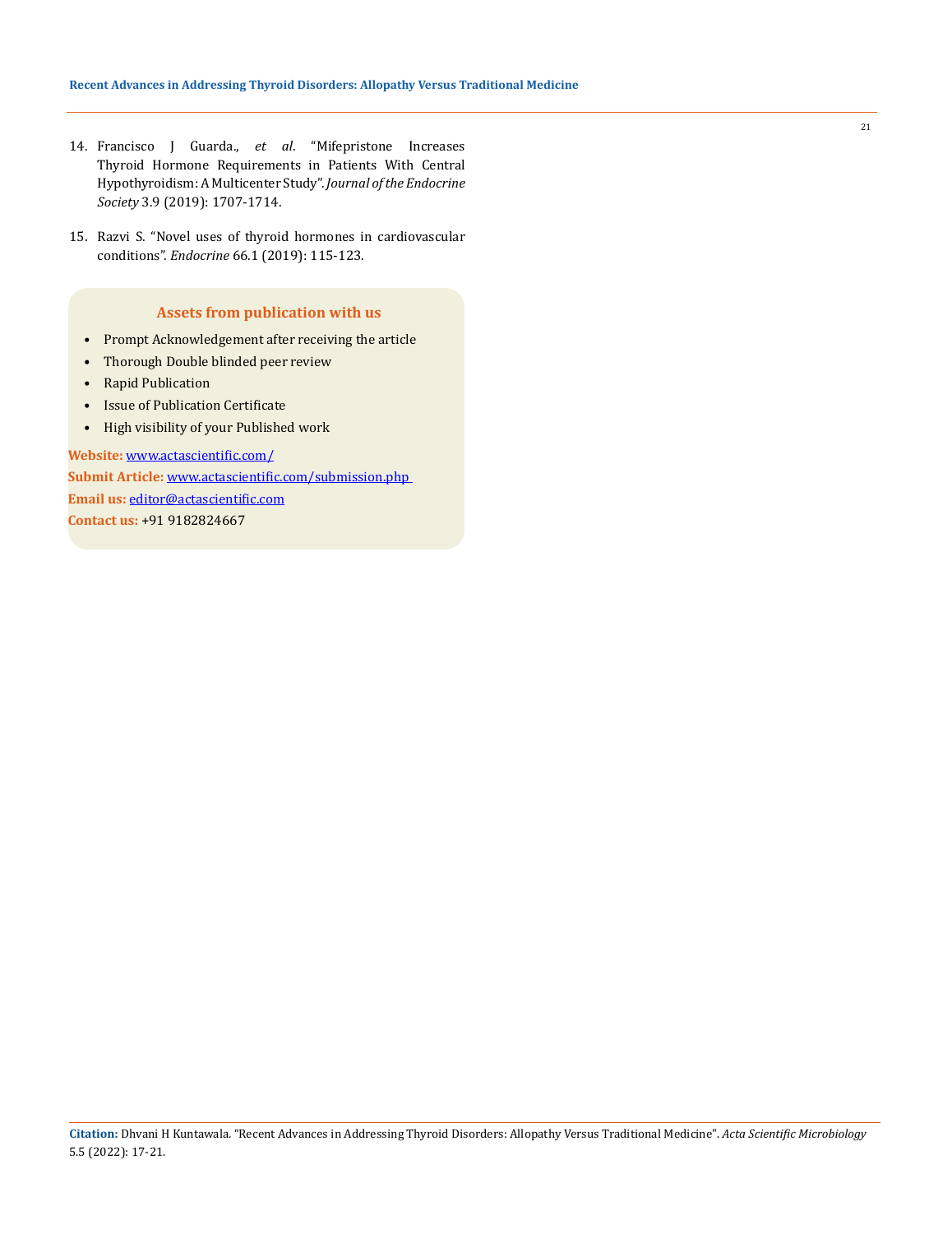14. Francisco J Guarda., *et al*. "Mifepristone Increases Thyroid Hormone Requirements in Patients With Central Hypothyroidism: A Multicenter Study". *Journal of the Endocrine Society* 3.9 (2019): 1707-1714.

15. Razvi S. "Novel uses of thyroid hormones in cardiovascular conditions". *Endocrine* 66.1 (2019): 115-123.

### Assets from publication with us

- Prompt Acknowledgement after receiving the article
- Thorough Double blinded peer review
- Rapid Publication
- Issue of Publication Certificate
- High visibility of your Published work

**Website:** www.actascientific.com/
**Submit Article:** www.actascientific.com/submission.php
**Email us:** editor@actascientific.com
**Contact us:** +91 9182824667

**Citation:** Dhvani H Kuntawala. "Recent Advances in Addressing Thyroid Disorders: Allopathy Versus Traditional Medicine". *Acta Scientific Microbiology* 5.5 (2022): 17-21.